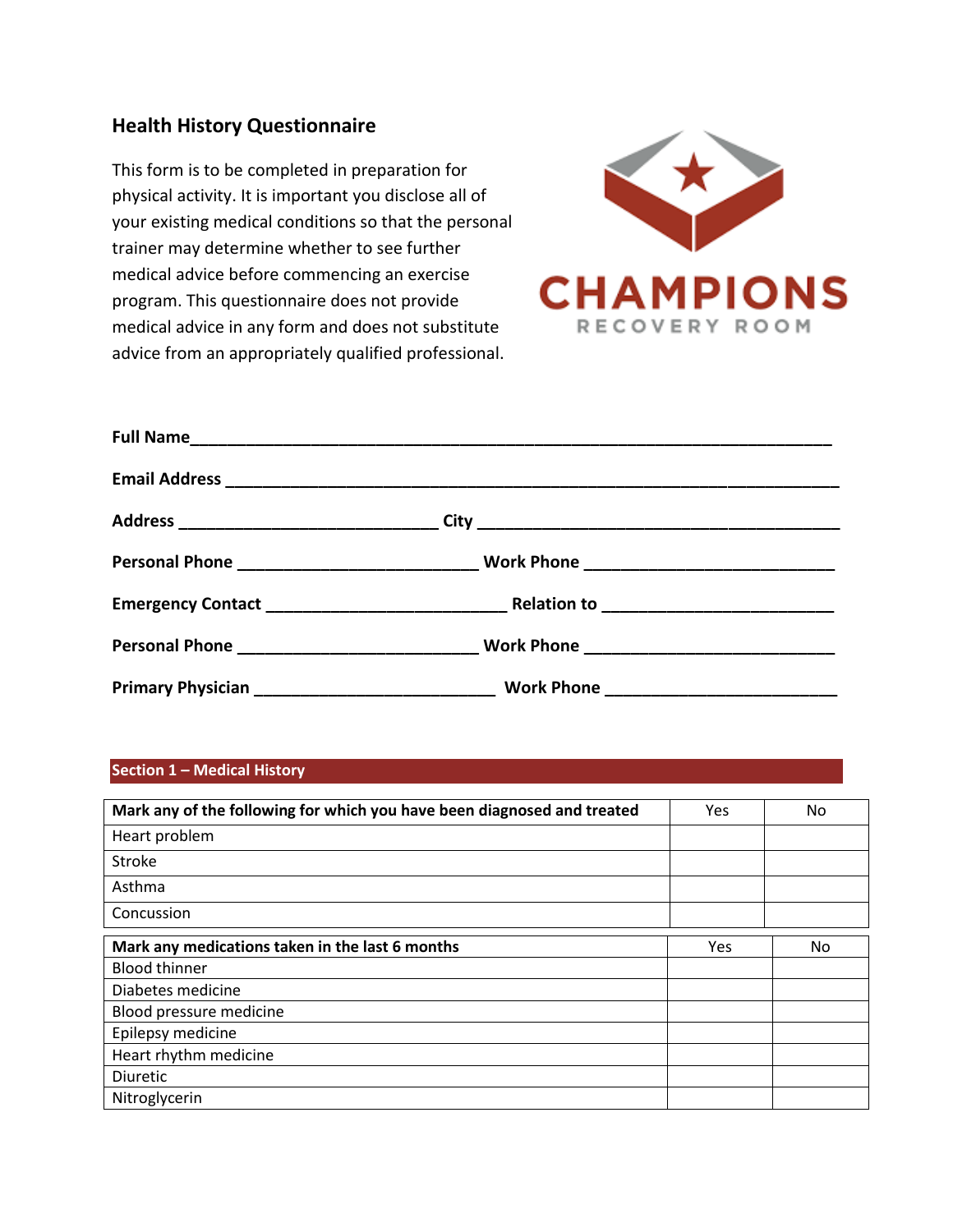## Health History Questionnaire

This form is to be completed in preparation for physical activity. It is important you disclose all of your existing medical conditions so that the personal trainer may determine whether to see further medical advice before commencing an exercise program. This questionnaire does not provide medical advice in any form and does not substitute advice from an appropriately qualified professional.

CHAMPIONS

RECOVERY ROOM

**Full Name**\_\_\_\_\_\_\_\_\_\_\_\_\_\_\_\_\_\_\_\_\_\_\_\_\_\_\_\_\_\_\_\_\_\_\_\_\_\_\_\_\_\_\_\_\_\_\_\_\_\_\_\_\_\_\_\_\_\_\_\_\_\_\_\_\_\_\_\_\_\_

**Email Address** \_\_\_\_\_\_\_\_\_\_\_\_\_\_\_\_\_\_\_\_\_\_\_\_\_\_\_\_\_\_\_\_\_\_\_\_\_\_\_\_\_\_\_\_\_\_\_\_\_\_\_\_\_\_\_\_\_\_\_\_\_\_\_\_

**Address** \_\_\_\_\_\_\_\_\_\_\_\_\_\_\_\_\_\_\_\_\_\_\_\_\_\_\_\_\_ **City** \_\_\_\_\_\_\_\_\_\_\_\_\_\_\_\_\_\_\_\_\_\_\_\_\_\_\_\_\_\_\_\_\_\_\_\_\_\_\_\_

**Personal Phone** \_\_\_\_\_\_\_\_\_\_\_\_\_\_\_\_\_\_\_\_\_\_\_\_\_\_\_ **Work Phone** \_\_\_\_\_\_\_\_\_\_\_\_\_\_\_\_\_\_\_\_\_\_\_\_\_\_\_\_

**Emergency Contact** \_\_\_\_\_\_\_\_\_\_\_\_\_\_\_\_\_\_\_\_\_\_\_\_\_\_\_ **Relation to** \_\_\_\_\_\_\_\_\_\_\_\_\_\_\_\_\_\_\_\_\_\_\_\_\_\_

**Personal Phone** \_\_\_\_\_\_\_\_\_\_\_\_\_\_\_\_\_\_\_\_\_\_\_\_\_\_\_ **Work Phone** \_\_\_\_\_\_\_\_\_\_\_\_\_\_\_\_\_\_\_\_\_\_\_\_\_\_\_\_

**Primary Physician** \_\_\_\_\_\_\_\_\_\_\_\_\_\_\_\_\_\_\_\_\_\_\_\_\_\_\_ **Work Phone** \_\_\_\_\_\_\_\_\_\_\_\_\_\_\_\_\_\_\_\_\_\_\_\_\_\_

### Section 1 – Medical History

| **Mark any of the following for which you have been diagnosed and treated** | Yes | No |
|---|---|---|
| Heart problem | | |
| Stroke | | |
| Asthma | | |
| Concussion | | |

| **Mark any medications taken in the last 6 months** | Yes | No |
|---|---|---|
| Blood thinner | | |
| Diabetes medicine | | |
| Blood pressure medicine | | |
| Epilepsy medicine | | |
| Heart rhythm medicine | | |
| Diuretic | | |
| Nitroglycerin | | |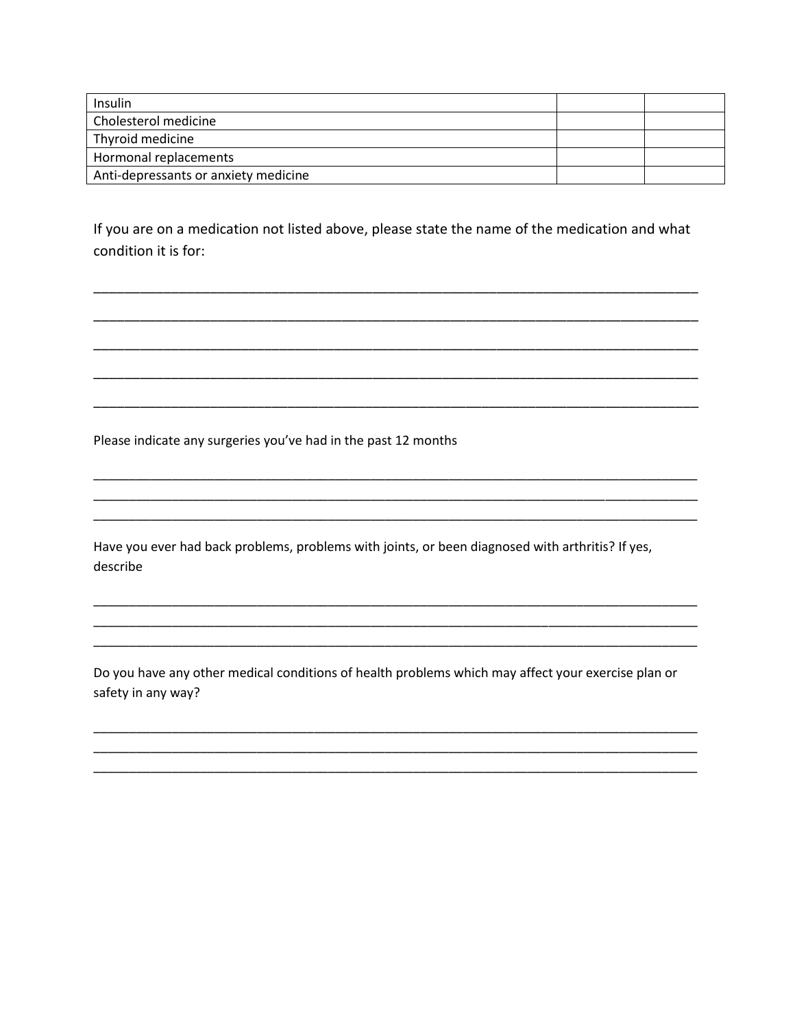| Insulin | | |
|---|---|---|
| Cholesterol medicine | | |
| Thyroid medicine | | |
| Hormonal replacements | | |
| Anti-depressants or anxiety medicine | | |

If you are on a medication not listed above, please state the name of the medication and what condition it is for:

_____________________________________________________________________________________

_____________________________________________________________________________________

_____________________________________________________________________________________

_____________________________________________________________________________________

_____________________________________________________________________________________

Please indicate any surgeries you've had in the past 12 months

_____________________________________________________________________________________

_____________________________________________________________________________________

_____________________________________________________________________________________

Have you ever had back problems, problems with joints, or been diagnosed with arthritis? If yes, describe

_____________________________________________________________________________________

_____________________________________________________________________________________

_____________________________________________________________________________________

Do you have any other medical conditions of health problems which may affect your exercise plan or safety in any way?

_____________________________________________________________________________________

_____________________________________________________________________________________

_____________________________________________________________________________________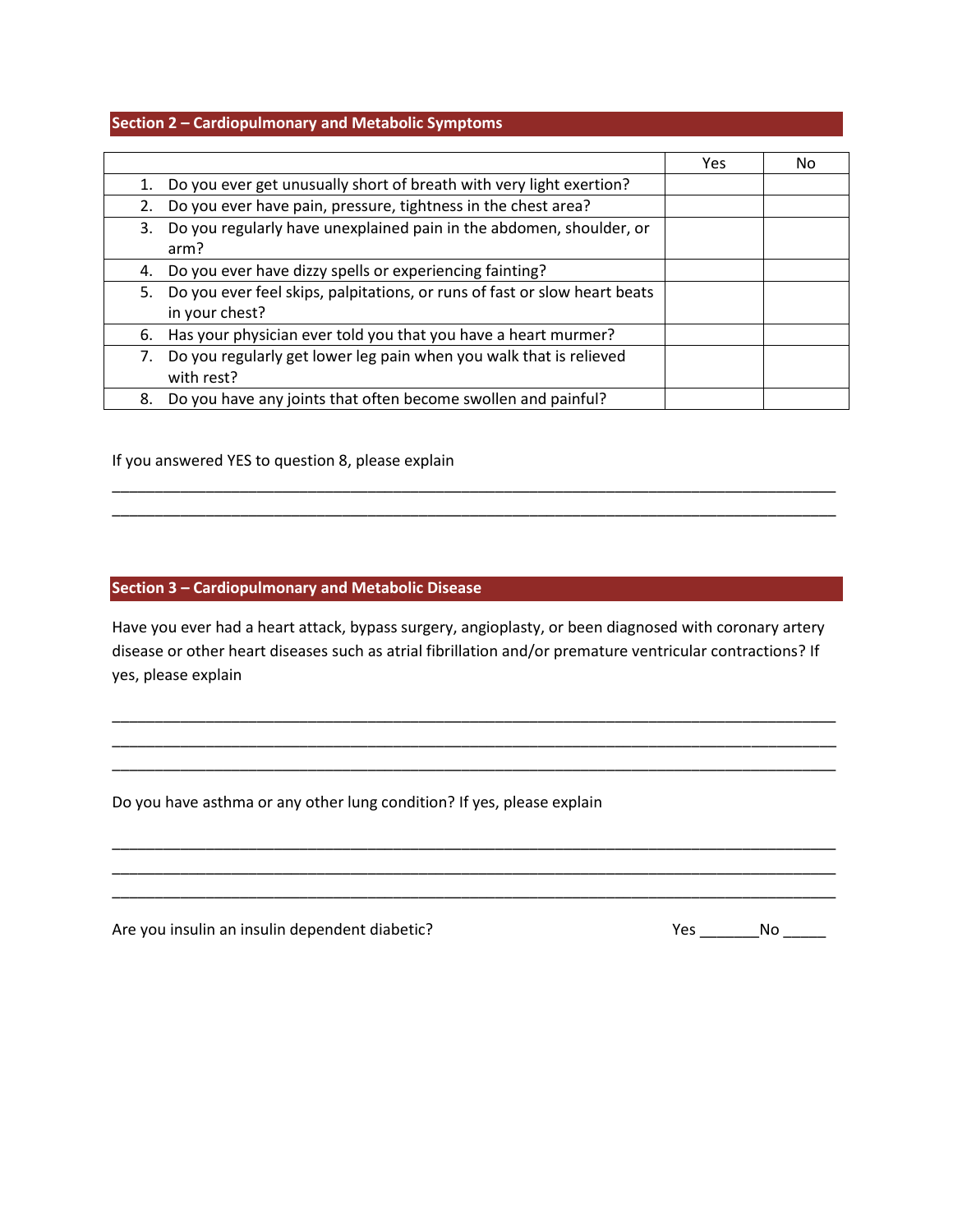## Section 2 – Cardiopulmonary and Metabolic Symptoms

| | Yes | No |
|---|---|---|
| 1. Do you ever get unusually short of breath with very light exertion? | | |
| 2. Do you ever have pain, pressure, tightness in the chest area? | | |
| 3. Do you regularly have unexplained pain in the abdomen, shoulder, or arm? | | |
| 4. Do you ever have dizzy spells or experiencing fainting? | | |
| 5. Do you ever feel skips, palpitations, or runs of fast or slow heart beats in your chest? | | |
| 6. Has your physician ever told you that you have a heart murmer? | | |
| 7. Do you regularly get lower leg pain when you walk that is relieved with rest? | | |
| 8. Do you have any joints that often become swollen and painful? | | |

If you answered YES to question 8, please explain

_______________________________________________________________________________

_______________________________________________________________________________

## Section 3 – Cardiopulmonary and Metabolic Disease

Have you ever had a heart attack, bypass surgery, angioplasty, or been diagnosed with coronary artery disease or other heart diseases such as atrial fibrillation and/or premature ventricular contractions? If yes, please explain

_______________________________________________________________________________

_______________________________________________________________________________

_______________________________________________________________________________

Do you have asthma or any other lung condition? If yes, please explain

_______________________________________________________________________________

_______________________________________________________________________________

_______________________________________________________________________________

Are you insulin an insulin dependent diabetic? Yes _______No _____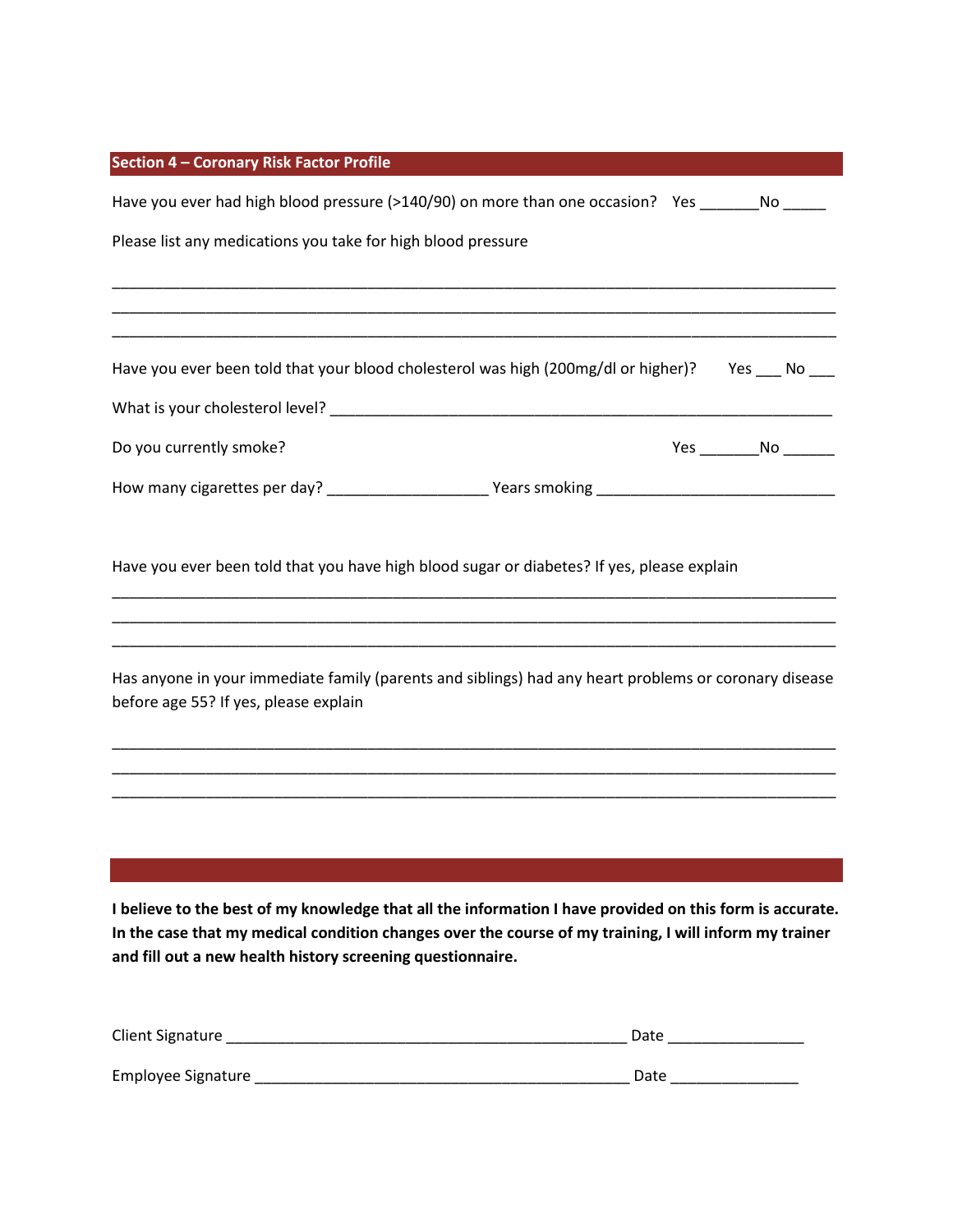## Section 4 – Coronary Risk Factor Profile

Have you ever had high blood pressure (>140/90) on more than one occasion? Yes _______No _____

Please list any medications you take for high blood pressure

_______________________________________________________________________________

_______________________________________________________________________________

_______________________________________________________________________________

Have you ever been told that your blood cholesterol was high (200mg/dl or higher)? Yes ___ No ___

What is your cholesterol level? _______________________________________________________

Do you currently smoke? Yes _______No ______

How many cigarettes per day? __________________ Years smoking ___________________________

Have you ever been told that you have high blood sugar or diabetes? If yes, please explain

_______________________________________________________________________________

_______________________________________________________________________________

_______________________________________________________________________________

Has anyone in your immediate family (parents and siblings) had any heart problems or coronary disease before age 55? If yes, please explain

_______________________________________________________________________________

_______________________________________________________________________________

_______________________________________________________________________________

**I believe to the best of my knowledge that all the information I have provided on this form is accurate. In the case that my medical condition changes over the course of my training, I will inform my trainer and fill out a new health history screening questionnaire.**

Client Signature _______________________________________________ Date ________________

Employee Signature ____________________________________________ Date _______________